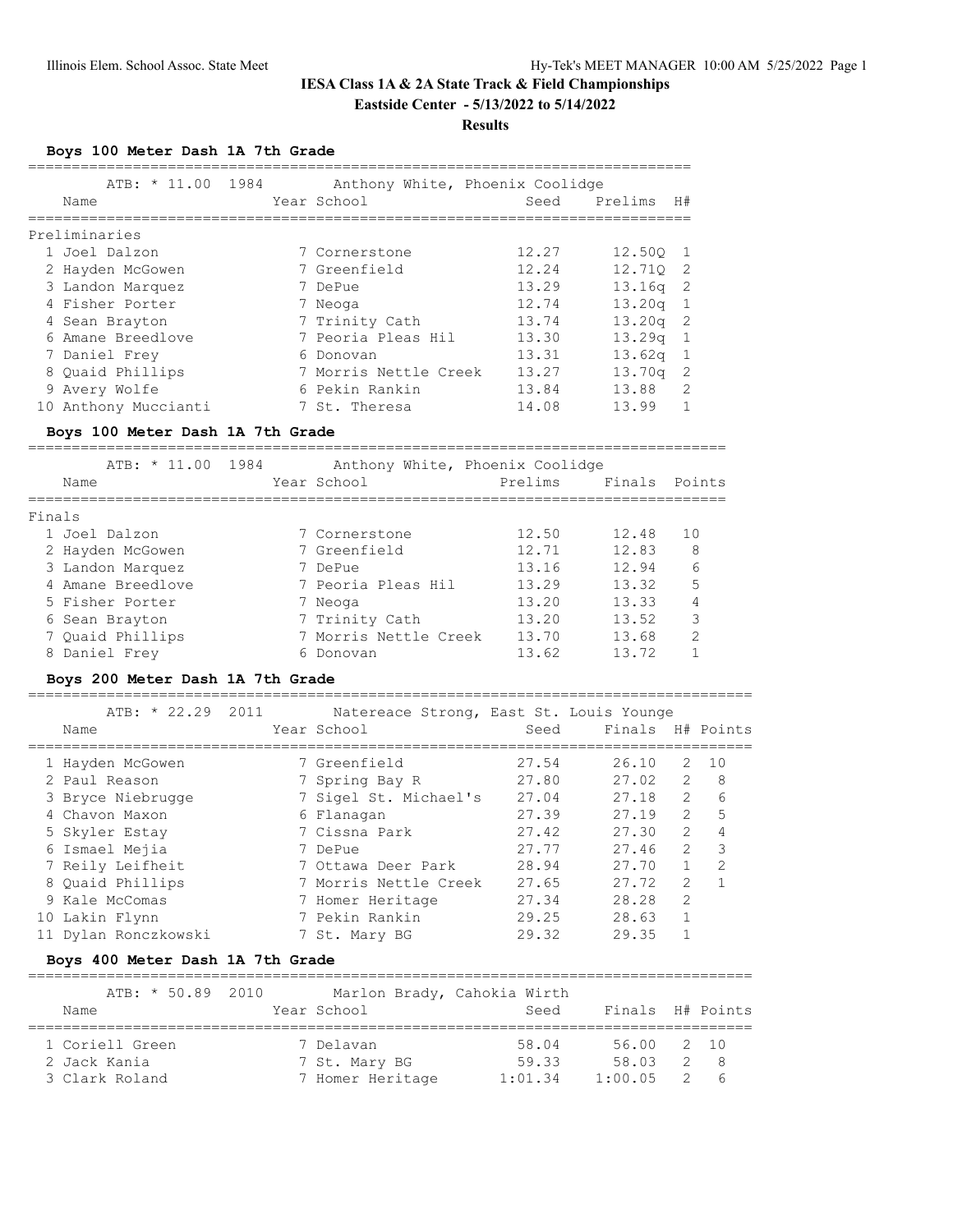# IESA Class 1A & 2A State Track & Field Championships

**Eastside Center - 5/13/2022 to 5/14/2022**

**Results**

### Boys 100 Meter Dash 1A 7th Grade

ATB: * 11.00 1984 Anthony White, Phoenix Coolidge

Preliminaries

| Place | Name | Year | School | Seed | Prelims | H# |
|---|---|---|---|---|---|---|
| 1 | Joel Dalzon | 7 | Cornerstone | 12.27 | 12.50Q | 1 |
| 2 | Hayden McGowen | 7 | Greenfield | 12.24 | 12.71Q | 2 |
| 3 | Landon Marquez | 7 | DePue | 13.29 | 13.16q | 2 |
| 4 | Fisher Porter | 7 | Neoga | 12.74 | 13.20q | 1 |
| 4 | Sean Brayton | 7 | Trinity Cath | 13.74 | 13.20q | 2 |
| 6 | Amane Breedlove | 7 | Peoria Pleas Hil | 13.30 | 13.29q | 1 |
| 7 | Daniel Frey | 6 | Donovan | 13.31 | 13.62q | 1 |
| 8 | Quaid Phillips | 7 | Morris Nettle Creek | 13.27 | 13.70q | 2 |
| 9 | Avery Wolfe | 6 | Pekin Rankin | 13.84 | 13.88 | 2 |
| 10 | Anthony Muccianti | 7 | St. Theresa | 14.08 | 13.99 | 1 |

### Boys 100 Meter Dash 1A 7th Grade

ATB: * 11.00 1984 Anthony White, Phoenix Coolidge

Finals

| Place | Name | Year | School | Prelims | Finals | Points |
|---|---|---|---|---|---|---|
| 1 | Joel Dalzon | 7 | Cornerstone | 12.50 | 12.48 | 10 |
| 2 | Hayden McGowen | 7 | Greenfield | 12.71 | 12.83 | 8 |
| 3 | Landon Marquez | 7 | DePue | 13.16 | 12.94 | 6 |
| 4 | Amane Breedlove | 7 | Peoria Pleas Hil | 13.29 | 13.32 | 5 |
| 5 | Fisher Porter | 7 | Neoga | 13.20 | 13.33 | 4 |
| 6 | Sean Brayton | 7 | Trinity Cath | 13.20 | 13.52 | 3 |
| 7 | Quaid Phillips | 7 | Morris Nettle Creek | 13.70 | 13.68 | 2 |
| 8 | Daniel Frey | 6 | Donovan | 13.62 | 13.72 | 1 |

### Boys 200 Meter Dash 1A 7th Grade

ATB: * 22.29 2011 Natereace Strong, East St. Louis Younge

| Place | Name | Year | School | Seed | Finals | H# | Points |
|---|---|---|---|---|---|---|---|
| 1 | Hayden McGowen | 7 | Greenfield | 27.54 | 26.10 | 2 | 10 |
| 2 | Paul Reason | 7 | Spring Bay R | 27.80 | 27.02 | 2 | 8 |
| 3 | Bryce Niebrugge | 7 | Sigel St. Michael's | 27.04 | 27.18 | 2 | 6 |
| 4 | Chavon Maxon | 6 | Flanagan | 27.39 | 27.19 | 2 | 5 |
| 5 | Skyler Estay | 7 | Cissna Park | 27.42 | 27.30 | 2 | 4 |
| 6 | Ismael Mejia | 7 | DePue | 27.77 | 27.46 | 2 | 3 |
| 7 | Reily Leifheit | 7 | Ottawa Deer Park | 28.94 | 27.70 | 1 | 2 |
| 8 | Quaid Phillips | 7 | Morris Nettle Creek | 27.65 | 27.72 | 2 | 1 |
| 9 | Kale McComas | 7 | Homer Heritage | 27.34 | 28.28 | 2 | |
| 10 | Lakin Flynn | 7 | Pekin Rankin | 29.25 | 28.63 | 1 | |
| 11 | Dylan Ronczkowski | 7 | St. Mary BG | 29.32 | 29.35 | 1 | |

### Boys 400 Meter Dash 1A 7th Grade

ATB: * 50.89 2010 Marlon Brady, Cahokia Wirth

| Place | Name | Year | School | Seed | Finals | H# | Points |
|---|---|---|---|---|---|---|---|
| 1 | Coriell Green | 7 | Delavan | 58.04 | 56.00 | 2 | 10 |
| 2 | Jack Kania | 7 | St. Mary BG | 59.33 | 58.03 | 2 | 8 |
| 3 | Clark Roland | 7 | Homer Heritage | 1:01.34 | 1:00.05 | 2 | 6 |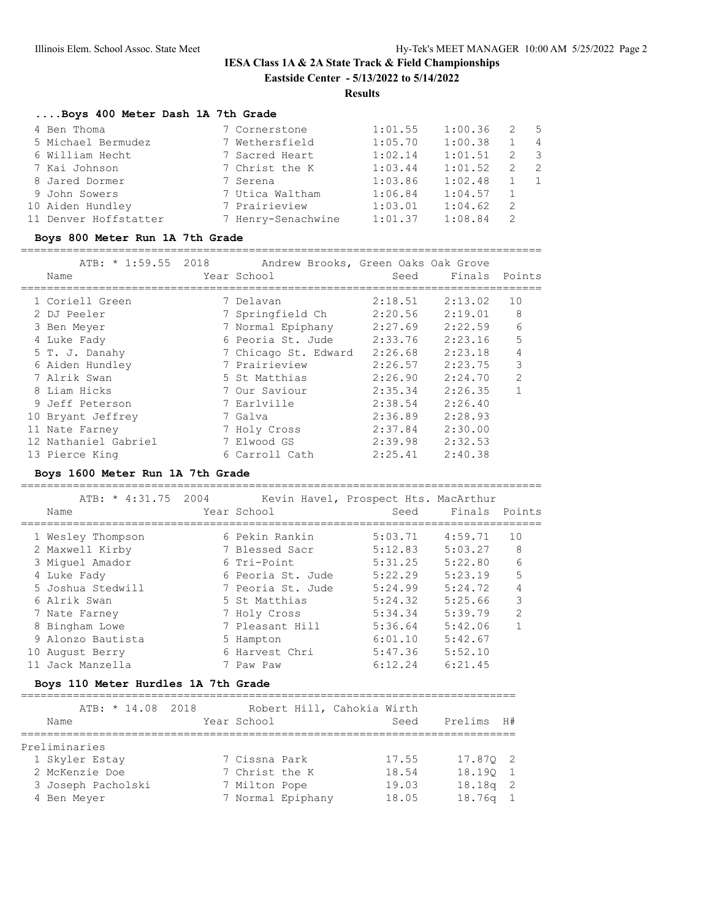# IESA Class 1A & 2A State Track & Field Championships

**Eastside Center - 5/13/2022 to 5/14/2022**

**Results**

### ....Boys 400 Meter Dash 1A 7th Grade

| Place | Name | Year | School | Seed | Finals | H# | Points |
|---|---|---|---|---|---|---|---|
| 4 | Ben Thoma | 7 | Cornerstone | 1:01.55 | 1:00.36 | 2 | 5 |
| 5 | Michael Bermudez | 7 | Wethersfield | 1:05.70 | 1:00.38 | 1 | 4 |
| 6 | William Hecht | 7 | Sacred Heart | 1:02.14 | 1:01.51 | 2 | 3 |
| 7 | Kai Johnson | 7 | Christ the K | 1:03.44 | 1:01.52 | 2 | 2 |
| 8 | Jared Dormer | 7 | Serena | 1:03.86 | 1:02.48 | 1 | 1 |
| 9 | John Sowers | 7 | Utica Waltham | 1:06.84 | 1:04.57 | 1 | |
| 10 | Aiden Hundley | 7 | Prairieview | 1:03.01 | 1:04.62 | 2 | |
| 11 | Denver Hoffstatter | 7 | Henry-Senachwine | 1:01.37 | 1:08.84 | 2 | |

### Boys 800 Meter Run 1A 7th Grade

ATB: * 1:59.55 2018 Andrew Brooks, Green Oaks Oak Grove

| Place | Name | Year | School | Seed | Finals | Points |
|---|---|---|---|---|---|---|
| 1 | Coriell Green | 7 | Delavan | 2:18.51 | 2:13.02 | 10 |
| 2 | DJ Peeler | 7 | Springfield Ch | 2:20.56 | 2:19.01 | 8 |
| 3 | Ben Meyer | 7 | Normal Epiphany | 2:27.69 | 2:22.59 | 6 |
| 4 | Luke Fady | 6 | Peoria St. Jude | 2:33.76 | 2:23.16 | 5 |
| 5 | T. J. Danahy | 7 | Chicago St. Edward | 2:26.68 | 2:23.18 | 4 |
| 6 | Aiden Hundley | 7 | Prairieview | 2:26.57 | 2:23.75 | 3 |
| 7 | Alrik Swan | 5 | St Matthias | 2:26.90 | 2:24.70 | 2 |
| 8 | Liam Hicks | 7 | Our Saviour | 2:35.34 | 2:26.35 | 1 |
| 9 | Jeff Peterson | 7 | Earlville | 2:38.54 | 2:26.40 | |
| 10 | Bryant Jeffrey | 7 | Galva | 2:36.89 | 2:28.93 | |
| 11 | Nate Farney | 7 | Holy Cross | 2:37.84 | 2:30.00 | |
| 12 | Nathaniel Gabriel | 7 | Elwood GS | 2:39.98 | 2:32.53 | |
| 13 | Pierce King | 6 | Carroll Cath | 2:25.41 | 2:40.38 | |

### Boys 1600 Meter Run 1A 7th Grade

ATB: * 4:31.75 2004 Kevin Havel, Prospect Hts. MacArthur

| Place | Name | Year | School | Seed | Finals | Points |
|---|---|---|---|---|---|---|
| 1 | Wesley Thompson | 6 | Pekin Rankin | 5:03.71 | 4:59.71 | 10 |
| 2 | Maxwell Kirby | 7 | Blessed Sacr | 5:12.83 | 5:03.27 | 8 |
| 3 | Miguel Amador | 6 | Tri-Point | 5:31.25 | 5:22.80 | 6 |
| 4 | Luke Fady | 6 | Peoria St. Jude | 5:22.29 | 5:23.19 | 5 |
| 5 | Joshua Stedwill | 7 | Peoria St. Jude | 5:24.99 | 5:24.72 | 4 |
| 6 | Alrik Swan | 5 | St Matthias | 5:24.32 | 5:25.66 | 3 |
| 7 | Nate Farney | 7 | Holy Cross | 5:34.34 | 5:39.79 | 2 |
| 8 | Bingham Lowe | 7 | Pleasant Hill | 5:36.64 | 5:42.06 | 1 |
| 9 | Alonzo Bautista | 5 | Hampton | 6:01.10 | 5:42.67 | |
| 10 | August Berry | 6 | Harvest Chri | 5:47.36 | 5:52.10 | |
| 11 | Jack Manzella | 7 | Paw Paw | 6:12.24 | 6:21.45 | |

### Boys 110 Meter Hurdles 1A 7th Grade

ATB: * 14.08 2018 Robert Hill, Cahokia Wirth

Preliminaries

| Place | Name | Year | School | Seed | Prelims | H# |
|---|---|---|---|---|---|---|
| 1 | Skyler Estay | 7 | Cissna Park | 17.55 | 17.87Q | 2 |
| 2 | McKenzie Doe | 7 | Christ the K | 18.54 | 18.19Q | 1 |
| 3 | Joseph Pacholski | 7 | Milton Pope | 19.03 | 18.18q | 2 |
| 4 | Ben Meyer | 7 | Normal Epiphany | 18.05 | 18.76q | 1 |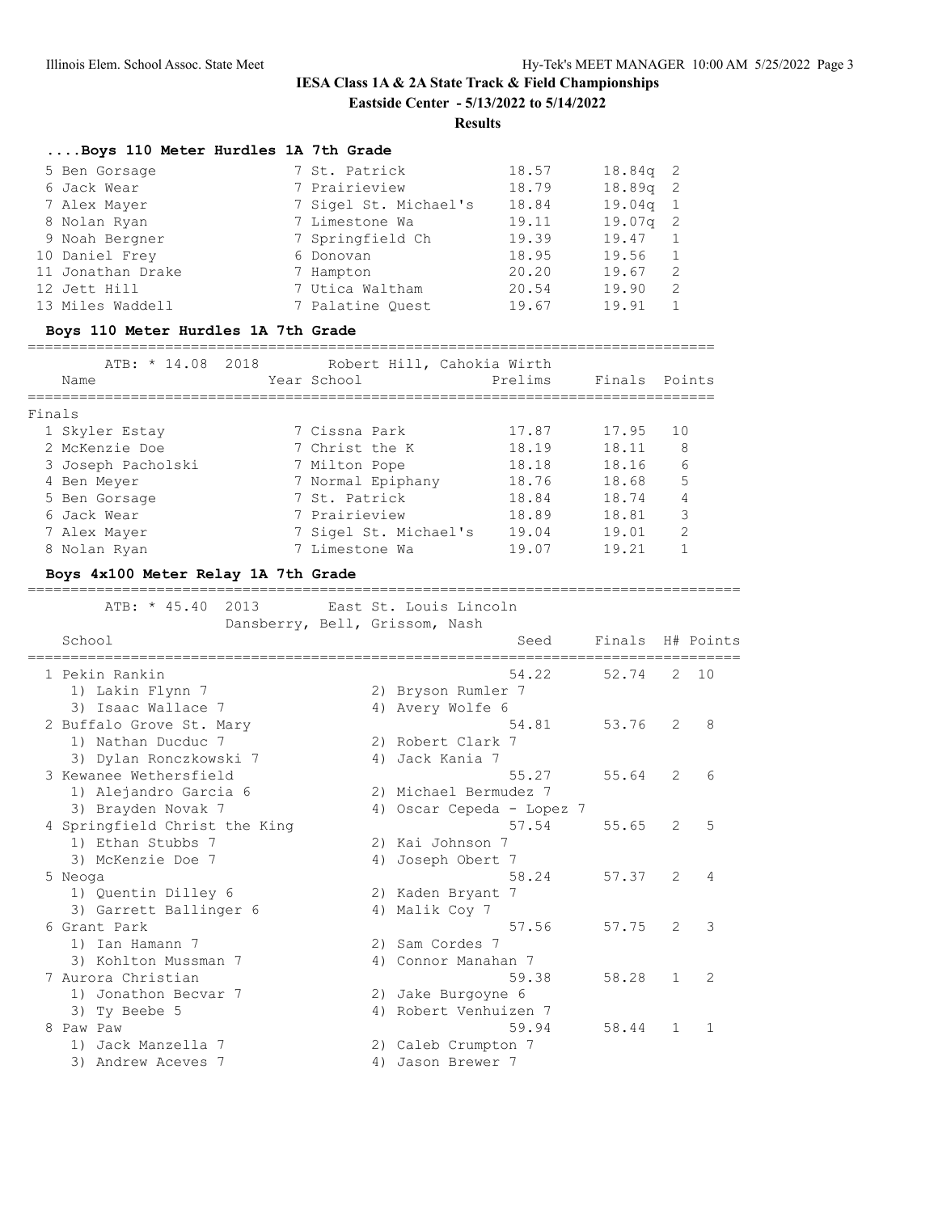# IESA Class 1A & 2A State Track & Field Championships

**Eastside Center - 5/13/2022 to 5/14/2022**

**Results**

### ....Boys 110 Meter Hurdles 1A 7th Grade

| Place | Name | Year | School | Seed | Prelims | H# |
|---|---|---|---|---|---|---|
| 5 | Ben Gorsage | 7 | St. Patrick | 18.57 | 18.84q | 2 |
| 6 | Jack Wear | 7 | Prairieview | 18.79 | 18.89q | 2 |
| 7 | Alex Mayer | 7 | Sigel St. Michael's | 18.84 | 19.04q | 1 |
| 8 | Nolan Ryan | 7 | Limestone Wa | 19.11 | 19.07q | 2 |
| 9 | Noah Bergner | 7 | Springfield Ch | 19.39 | 19.47 | 1 |
| 10 | Daniel Frey | 6 | Donovan | 18.95 | 19.56 | 1 |
| 11 | Jonathan Drake | 7 | Hampton | 20.20 | 19.67 | 2 |
| 12 | Jett Hill | 7 | Utica Waltham | 20.54 | 19.90 | 2 |
| 13 | Miles Waddell | 7 | Palatine Quest | 19.67 | 19.91 | 1 |

### Boys 110 Meter Hurdles 1A 7th Grade

ATB: * 14.08 2018 Robert Hill, Cahokia Wirth

**Finals**

| Place | Name | Year | School | Prelims | Finals | Points |
|---|---|---|---|---|---|---|
| 1 | Skyler Estay | 7 | Cissna Park | 17.87 | 17.95 | 10 |
| 2 | McKenzie Doe | 7 | Christ the K | 18.19 | 18.11 | 8 |
| 3 | Joseph Pacholski | 7 | Milton Pope | 18.18 | 18.16 | 6 |
| 4 | Ben Meyer | 7 | Normal Epiphany | 18.76 | 18.68 | 5 |
| 5 | Ben Gorsage | 7 | St. Patrick | 18.84 | 18.74 | 4 |
| 6 | Jack Wear | 7 | Prairieview | 18.89 | 18.81 | 3 |
| 7 | Alex Mayer | 7 | Sigel St. Michael's | 19.04 | 19.01 | 2 |
| 8 | Nolan Ryan | 7 | Limestone Wa | 19.07 | 19.21 | 1 |

### Boys 4x100 Meter Relay 1A 7th Grade

ATB: * 45.40 2013 East St. Louis Lincoln
Dansberry, Bell, Grissom, Nash

| Place | School | Seed | Finals | H# | Points |
|---|---|---|---|---|---|
| 1 | Pekin Rankin | 54.22 | 52.74 | 2 | 10 |
| | 1) Lakin Flynn 7, 2) Bryson Rumler 7, 3) Isaac Wallace 7, 4) Avery Wolfe 6 | | | | |
| 2 | Buffalo Grove St. Mary | 54.81 | 53.76 | 2 | 8 |
| | 1) Nathan Ducduc 7, 2) Robert Clark 7, 3) Dylan Ronczkowski 7, 4) Jack Kania 7 | | | | |
| 3 | Kewanee Wethersfield | 55.27 | 55.64 | 2 | 6 |
| | 1) Alejandro Garcia 6, 2) Michael Bermudez 7, 3) Brayden Novak 7, 4) Oscar Cepeda - Lopez 7 | | | | |
| 4 | Springfield Christ the King | 57.54 | 55.65 | 2 | 5 |
| | 1) Ethan Stubbs 7, 2) Kai Johnson 7, 3) McKenzie Doe 7, 4) Joseph Obert 7 | | | | |
| 5 | Neoga | 58.24 | 57.37 | 2 | 4 |
| | 1) Quentin Dilley 6, 2) Kaden Bryant 7, 3) Garrett Ballinger 6, 4) Malik Coy 7 | | | | |
| 6 | Grant Park | 57.56 | 57.75 | 2 | 3 |
| | 1) Ian Hamann 7, 2) Sam Cordes 7, 3) Kohlton Mussman 7, 4) Connor Manahan 7 | | | | |
| 7 | Aurora Christian | 59.38 | 58.28 | 1 | 2 |
| | 1) Jonathon Becvar 7, 2) Jake Burgoyne 6, 3) Ty Beebe 5, 4) Robert Venhuizen 7 | | | | |
| 8 | Paw Paw | 59.94 | 58.44 | 1 | 1 |
| | 1) Jack Manzella 7, 2) Caleb Crumpton 7, 3) Andrew Aceves 7, 4) Jason Brewer 7 | | | | |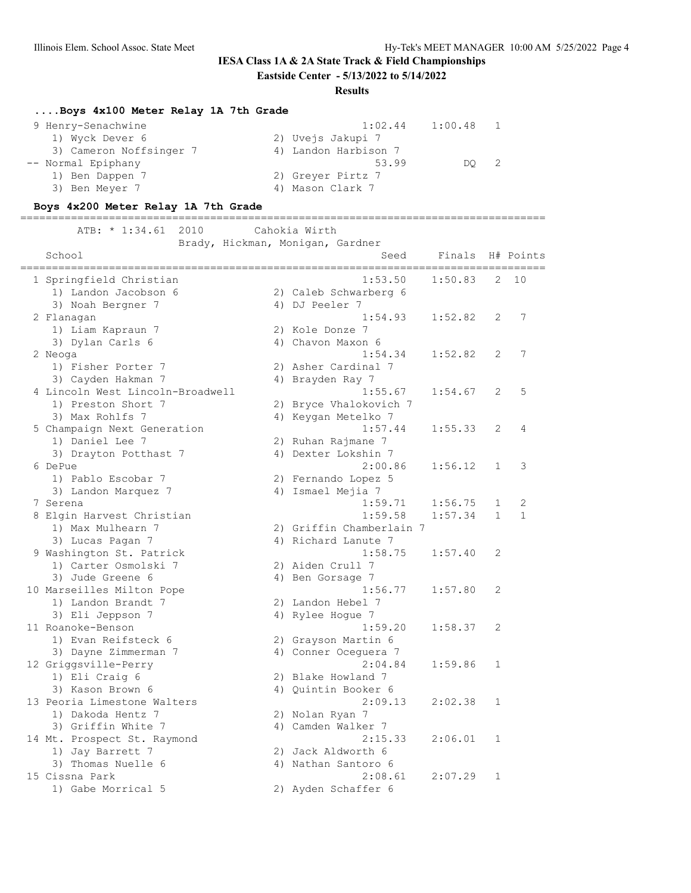**IESA Class 1A & 2A State Track & Field Championships**

**Eastside Center - 5/13/2022 to 5/14/2022**

**Results**

### ....Boys 4x100 Meter Relay 1A 7th Grade

| Place | School | Seed | Finals | H# | Points |
|---|---|---|---|---|---|
| 9 | Henry-Senachwine | 1:02.44 | 1:00.48 | 1 | |
| | 1) Wyck Dever 6; 2) Uvejs Jakupi 7; 3) Cameron Noffsinger 7; 4) Landon Harbison 7 | | | | |
| -- | Normal Epiphany | 53.99 | DQ | 2 | |
| | 1) Ben Dappen 7; 2) Greyer Pirtz 7; 3) Ben Meyer 7; 4) Mason Clark 7 | | | | |

### Boys 4x200 Meter Relay 1A 7th Grade

ATB: * 1:34.61 2010 Cahokia Wirth
Brady, Hickman, Monigan, Gardner

| Place | School | Seed | Finals | H# | Points |
|---|---|---|---|---|---|
| 1 | Springfield Christian | 1:53.50 | 1:50.83 | 2 | 10 |
| | 1) Landon Jacobson 6; 2) Caleb Schwarberg 6; 3) Noah Bergner 7; 4) DJ Peeler 7 | | | | |
| 2 | Flanagan | 1:54.93 | 1:52.82 | 2 | 7 |
| | 1) Liam Kapraun 7; 2) Kole Donze 7; 3) Dylan Carls 6; 4) Chavon Maxon 6 | | | | |
| 2 | Neoga | 1:54.34 | 1:52.82 | 2 | 7 |
| | 1) Fisher Porter 7; 2) Asher Cardinal 7; 3) Cayden Hakman 7; 4) Brayden Ray 7 | | | | |
| 4 | Lincoln West Lincoln-Broadwell | 1:55.67 | 1:54.67 | 2 | 5 |
| | 1) Preston Short 7; 2) Bryce Vhalokovich 7; 3) Max Rohlfs 7; 4) Keygan Metelko 7 | | | | |
| 5 | Champaign Next Generation | 1:57.44 | 1:55.33 | 2 | 4 |
| | 1) Daniel Lee 7; 2) Ruhan Rajmane 7; 3) Drayton Potthast 7; 4) Dexter Lokshin 7 | | | | |
| 6 | DePue | 2:00.86 | 1:56.12 | 1 | 3 |
| | 1) Pablo Escobar 7; 2) Fernando Lopez 5; 3) Landon Marquez 7; 4) Ismael Mejia 7 | | | | |
| 7 | Serena | 1:59.71 | 1:56.75 | 1 | 2 |
| 8 | Elgin Harvest Christian | 1:59.58 | 1:57.34 | 1 | 1 |
| | 1) Max Mulhearn 7; 2) Griffin Chamberlain 7; 3) Lucas Pagan 7; 4) Richard Lanute 7 | | | | |
| 9 | Washington St. Patrick | 1:58.75 | 1:57.40 | 2 | |
| | 1) Carter Osmolski 7; 2) Aiden Crull 7; 3) Jude Greene 6; 4) Ben Gorsage 7 | | | | |
| 10 | Marseilles Milton Pope | 1:56.77 | 1:57.80 | 2 | |
| | 1) Landon Brandt 7; 2) Landon Hebel 7; 3) Eli Jeppson 7; 4) Rylee Hogue 7 | | | | |
| 11 | Roanoke-Benson | 1:59.20 | 1:58.37 | 2 | |
| | 1) Evan Reifsteck 6; 2) Grayson Martin 6; 3) Dayne Zimmerman 7; 4) Conner Oceguera 7 | | | | |
| 12 | Griggsville-Perry | 2:04.84 | 1:59.86 | 1 | |
| | 1) Eli Craig 6; 2) Blake Howland 7; 3) Kason Brown 6; 4) Quintin Booker 6 | | | | |
| 13 | Peoria Limestone Walters | 2:09.13 | 2:02.38 | 1 | |
| | 1) Dakoda Hentz 7; 2) Nolan Ryan 7; 3) Griffin White 7; 4) Camden Walker 7 | | | | |
| 14 | Mt. Prospect St. Raymond | 2:15.33 | 2:06.01 | 1 | |
| | 1) Jay Barrett 7; 2) Jack Aldworth 6; 3) Thomas Nuelle 6; 4) Nathan Santoro 6 | | | | |
| 15 | Cissna Park | 2:08.61 | 2:07.29 | 1 | |
| | 1) Gabe Morrical 5; 2) Ayden Schaffer 6 | | | | |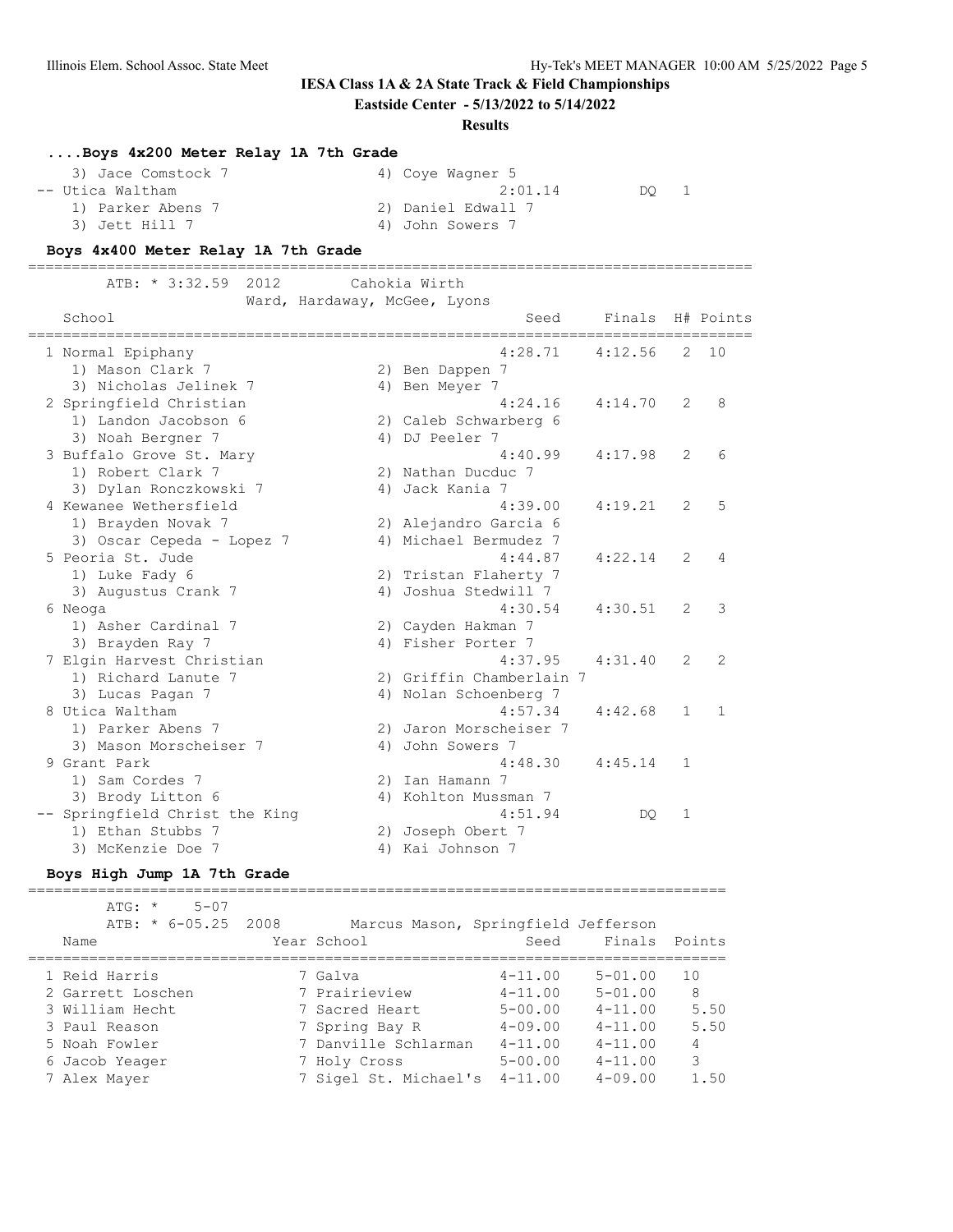## IESA Class 1A & 2A State Track & Field Championships

**Eastside Center - 5/13/2022 to 5/14/2022**

**Results**

### ....Boys 4x200 Meter Relay 1A 7th Grade

| School | Seed | Finals | H# | Points |
|---|---|---|---|---|
| 3) Jace Comstock 7 / 4) Coye Wagner 5 | | | | |
| -- Utica Waltham | 2:01.14 | DQ | 1 | |
| 1) Parker Abens 7 / 2) Daniel Edwall 7 | | | | |
| 3) Jett Hill 7 / 4) John Sowers 7 | | | | |

### Boys 4x400 Meter Relay 1A 7th Grade

ATB: * 3:32.59 2012 Cahokia Wirth
Ward, Hardaway, McGee, Lyons

| School | Seed | Finals | H# | Points |
|---|---|---|---|---|
| 1 Normal Epiphany | 4:28.71 | 4:12.56 | 2 | 10 |
| 1) Mason Clark 7 / 2) Ben Dappen 7 | | | | |
| 3) Nicholas Jelinek 7 / 4) Ben Meyer 7 | | | | |
| 2 Springfield Christian | 4:24.16 | 4:14.70 | 2 | 8 |
| 1) Landon Jacobson 6 / 2) Caleb Schwarberg 6 | | | | |
| 3) Noah Bergner 7 / 4) DJ Peeler 7 | | | | |
| 3 Buffalo Grove St. Mary | 4:40.99 | 4:17.98 | 2 | 6 |
| 1) Robert Clark 7 / 2) Nathan Ducduc 7 | | | | |
| 3) Dylan Ronczkowski 7 / 4) Jack Kania 7 | | | | |
| 4 Kewanee Wethersfield | 4:39.00 | 4:19.21 | 2 | 5 |
| 1) Brayden Novak 7 / 2) Alejandro Garcia 6 | | | | |
| 3) Oscar Cepeda - Lopez 7 / 4) Michael Bermudez 7 | | | | |
| 5 Peoria St. Jude | 4:44.87 | 4:22.14 | 2 | 4 |
| 1) Luke Fady 6 / 2) Tristan Flaherty 7 | | | | |
| 3) Augustus Crank 7 / 4) Joshua Stedwill 7 | | | | |
| 6 Neoga | 4:30.54 | 4:30.51 | 2 | 3 |
| 1) Asher Cardinal 7 / 2) Cayden Hakman 7 | | | | |
| 3) Brayden Ray 7 / 4) Fisher Porter 7 | | | | |
| 7 Elgin Harvest Christian | 4:37.95 | 4:31.40 | 2 | 2 |
| 1) Richard Lanute 7 / 2) Griffin Chamberlain 7 | | | | |
| 3) Lucas Pagan 7 / 4) Nolan Schoenberg 7 | | | | |
| 8 Utica Waltham | 4:57.34 | 4:42.68 | 1 | 1 |
| 1) Parker Abens 7 / 2) Jaron Morscheiser 7 | | | | |
| 3) Mason Morscheiser 7 / 4) John Sowers 7 | | | | |
| 9 Grant Park | 4:48.30 | 4:45.14 | 1 | |
| 1) Sam Cordes 7 / 2) Ian Hamann 7 | | | | |
| 3) Brody Litton 6 / 4) Kohlton Mussman 7 | | | | |
| -- Springfield Christ the King | 4:51.94 | DQ | 1 | |
| 1) Ethan Stubbs 7 / 2) Joseph Obert 7 | | | | |
| 3) McKenzie Doe 7 / 4) Kai Johnson 7 | | | | |

### Boys High Jump 1A 7th Grade

ATG: * 5-07
ATB: * 6-05.25 2008 Marcus Mason, Springfield Jefferson

| Name | Year | School | Seed | Finals | Points |
|---|---|---|---|---|---|
| 1 Reid Harris | 7 | Galva | 4-11.00 | 5-01.00 | 10 |
| 2 Garrett Loschen | 7 | Prairieview | 4-11.00 | 5-01.00 | 8 |
| 3 William Hecht | 7 | Sacred Heart | 5-00.00 | 4-11.00 | 5.50 |
| 3 Paul Reason | 7 | Spring Bay R | 4-09.00 | 4-11.00 | 5.50 |
| 5 Noah Fowler | 7 | Danville Schlarman | 4-11.00 | 4-11.00 | 4 |
| 6 Jacob Yeager | 7 | Holy Cross | 5-00.00 | 4-11.00 | 3 |
| 7 Alex Mayer | 7 | Sigel St. Michael's | 4-11.00 | 4-09.00 | 1.50 |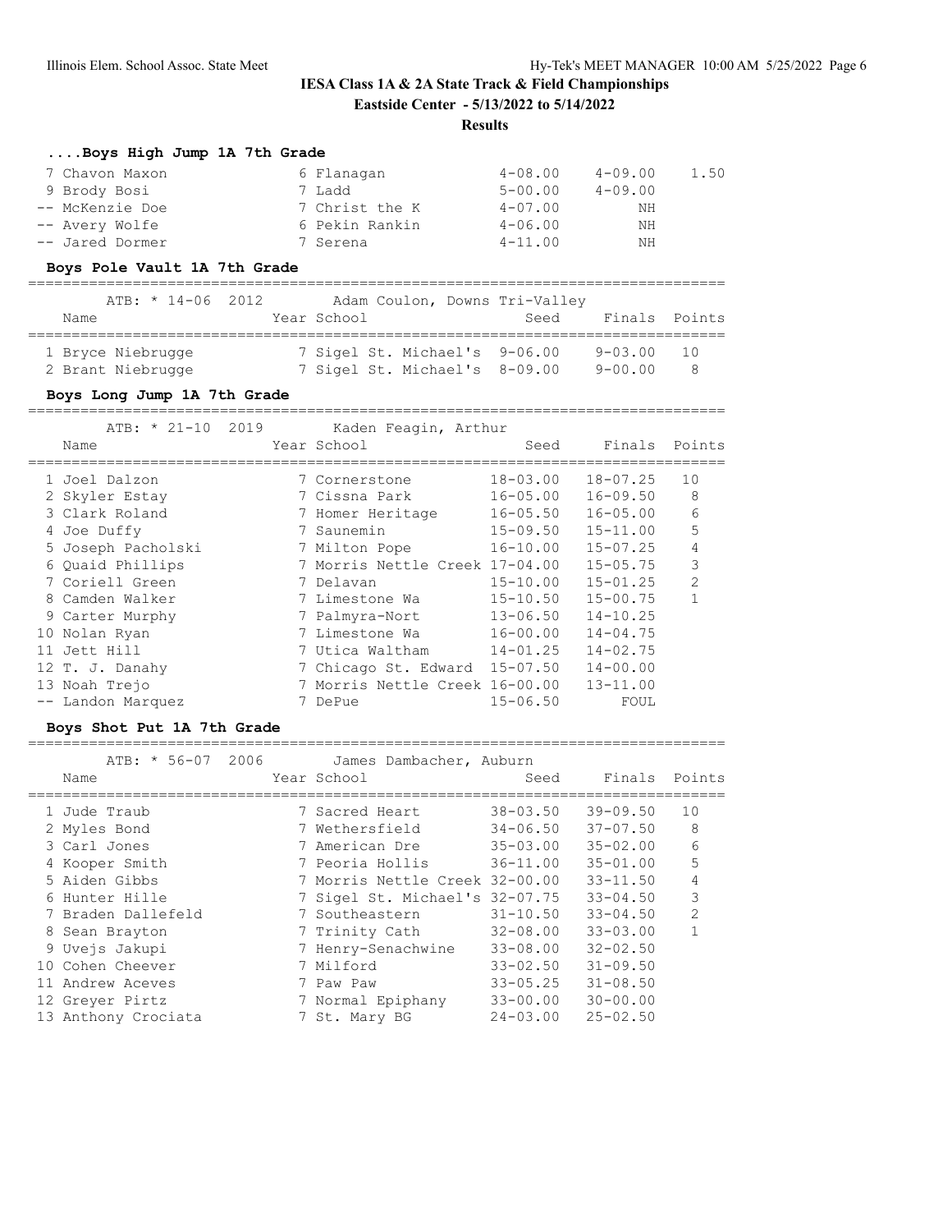IESA Class 1A & 2A State Track & Field Championships

Eastside Center - 5/13/2022 to 5/14/2022

Results

### ....Boys High Jump 1A 7th Grade

| Name | Year | School | Seed | Finals | Points |
|---|---|---|---|---|---|
| 7 Chavon Maxon | 6 | Flanagan | 4-08.00 | 4-09.00 | 1.50 |
| 9 Brody Bosi | 7 | Ladd | 5-00.00 | 4-09.00 | |
| -- McKenzie Doe | 7 | Christ the K | 4-07.00 | NH | |
| -- Avery Wolfe | 6 | Pekin Rankin | 4-06.00 | NH | |
| -- Jared Dormer | 7 | Serena | 4-11.00 | NH | |

### Boys Pole Vault 1A 7th Grade

ATB: * 14-06 2012 Adam Coulon, Downs Tri-Valley

| Name | Year | School | Seed | Finals | Points |
|---|---|---|---|---|---|
| 1 Bryce Niebrugge | 7 | Sigel St. Michael's | 9-06.00 | 9-03.00 | 10 |
| 2 Brant Niebrugge | 7 | Sigel St. Michael's | 8-09.00 | 9-00.00 | 8 |

### Boys Long Jump 1A 7th Grade

ATB: * 21-10 2019 Kaden Feagin, Arthur

| Name | Year | School | Seed | Finals | Points |
|---|---|---|---|---|---|
| 1 Joel Dalzon | 7 | Cornerstone | 18-03.00 | 18-07.25 | 10 |
| 2 Skyler Estay | 7 | Cissna Park | 16-05.00 | 16-09.50 | 8 |
| 3 Clark Roland | 7 | Homer Heritage | 16-05.50 | 16-05.00 | 6 |
| 4 Joe Duffy | 7 | Saunemin | 15-09.50 | 15-11.00 | 5 |
| 5 Joseph Pacholski | 7 | Milton Pope | 16-10.00 | 15-07.25 | 4 |
| 6 Quaid Phillips | 7 | Morris Nettle Creek | 17-04.00 | 15-05.75 | 3 |
| 7 Coriell Green | 7 | Delavan | 15-10.00 | 15-01.25 | 2 |
| 8 Camden Walker | 7 | Limestone Wa | 15-10.50 | 15-00.75 | 1 |
| 9 Carter Murphy | 7 | Palmyra-Nort | 13-06.50 | 14-10.25 | |
| 10 Nolan Ryan | 7 | Limestone Wa | 16-00.00 | 14-04.75 | |
| 11 Jett Hill | 7 | Utica Waltham | 14-01.25 | 14-02.75 | |
| 12 T. J. Danahy | 7 | Chicago St. Edward | 15-07.50 | 14-00.00 | |
| 13 Noah Trejo | 7 | Morris Nettle Creek | 16-00.00 | 13-11.00 | |
| -- Landon Marquez | 7 | DePue | 15-06.50 | FOUL | |

### Boys Shot Put 1A 7th Grade

ATB: * 56-07 2006 James Dambacher, Auburn

| Name | Year | School | Seed | Finals | Points |
|---|---|---|---|---|---|
| 1 Jude Traub | 7 | Sacred Heart | 38-03.50 | 39-09.50 | 10 |
| 2 Myles Bond | 7 | Wethersfield | 34-06.50 | 37-07.50 | 8 |
| 3 Carl Jones | 7 | American Dre | 35-03.00 | 35-02.00 | 6 |
| 4 Kooper Smith | 7 | Peoria Hollis | 36-11.00 | 35-01.00 | 5 |
| 5 Aiden Gibbs | 7 | Morris Nettle Creek | 32-00.00 | 33-11.50 | 4 |
| 6 Hunter Hille | 7 | Sigel St. Michael's | 32-07.75 | 33-04.50 | 3 |
| 7 Braden Dallefeld | 7 | Southeastern | 31-10.50 | 33-04.50 | 2 |
| 8 Sean Brayton | 7 | Trinity Cath | 32-08.00 | 33-03.00 | 1 |
| 9 Uvejs Jakupi | 7 | Henry-Senachwine | 33-08.00 | 32-02.50 | |
| 10 Cohen Cheever | 7 | Milford | 33-02.50 | 31-09.50 | |
| 11 Andrew Aceves | 7 | Paw Paw | 33-05.25 | 31-08.50 | |
| 12 Greyer Pirtz | 7 | Normal Epiphany | 33-00.00 | 30-00.00 | |
| 13 Anthony Crociata | 7 | St. Mary BG | 24-03.00 | 25-02.50 | |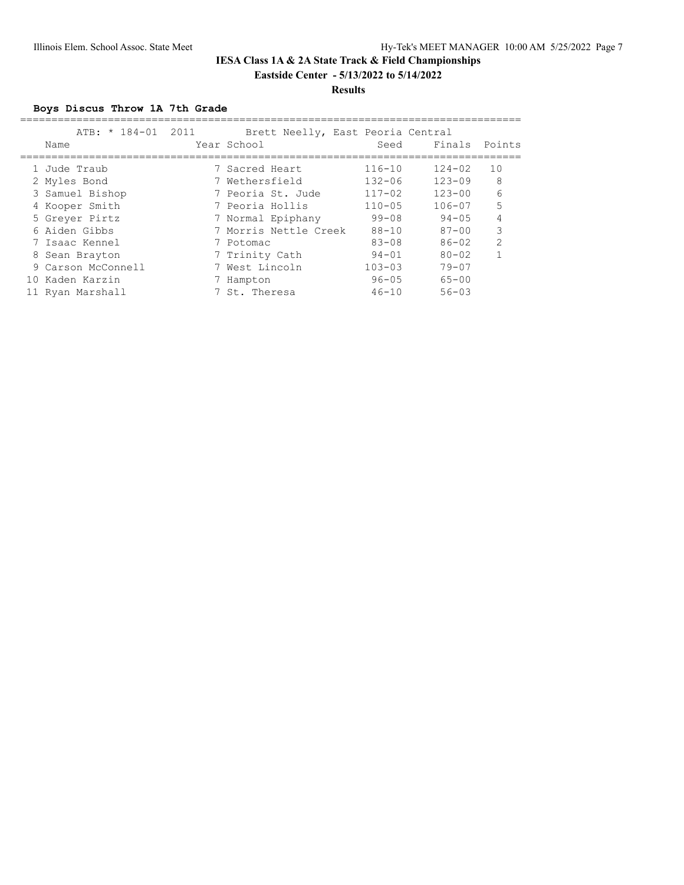# IESA Class 1A & 2A State Track & Field Championships

**Eastside Center - 5/13/2022 to 5/14/2022**

**Results**

### Boys Discus Throw 1A 7th Grade

ATB: * 184-01 2011 Brett Neelly, East Peoria Central

| | Name | Year | School | Seed | Finals | Points |
|---|---|---|---|---|---|---|
| 1 | Jude Traub | 7 | Sacred Heart | 116-10 | 124-02 | 10 |
| 2 | Myles Bond | 7 | Wethersfield | 132-06 | 123-09 | 8 |
| 3 | Samuel Bishop | 7 | Peoria St. Jude | 117-02 | 123-00 | 6 |
| 4 | Kooper Smith | 7 | Peoria Hollis | 110-05 | 106-07 | 5 |
| 5 | Greyer Pirtz | 7 | Normal Epiphany | 99-08 | 94-05 | 4 |
| 6 | Aiden Gibbs | 7 | Morris Nettle Creek | 88-10 | 87-00 | 3 |
| 7 | Isaac Kennel | 7 | Potomac | 83-08 | 86-02 | 2 |
| 8 | Sean Brayton | 7 | Trinity Cath | 94-01 | 80-02 | 1 |
| 9 | Carson McConnell | 7 | West Lincoln | 103-03 | 79-07 | |
| 10 | Kaden Karzin | 7 | Hampton | 96-05 | 65-00 | |
| 11 | Ryan Marshall | 7 | St. Theresa | 46-10 | 56-03 | |